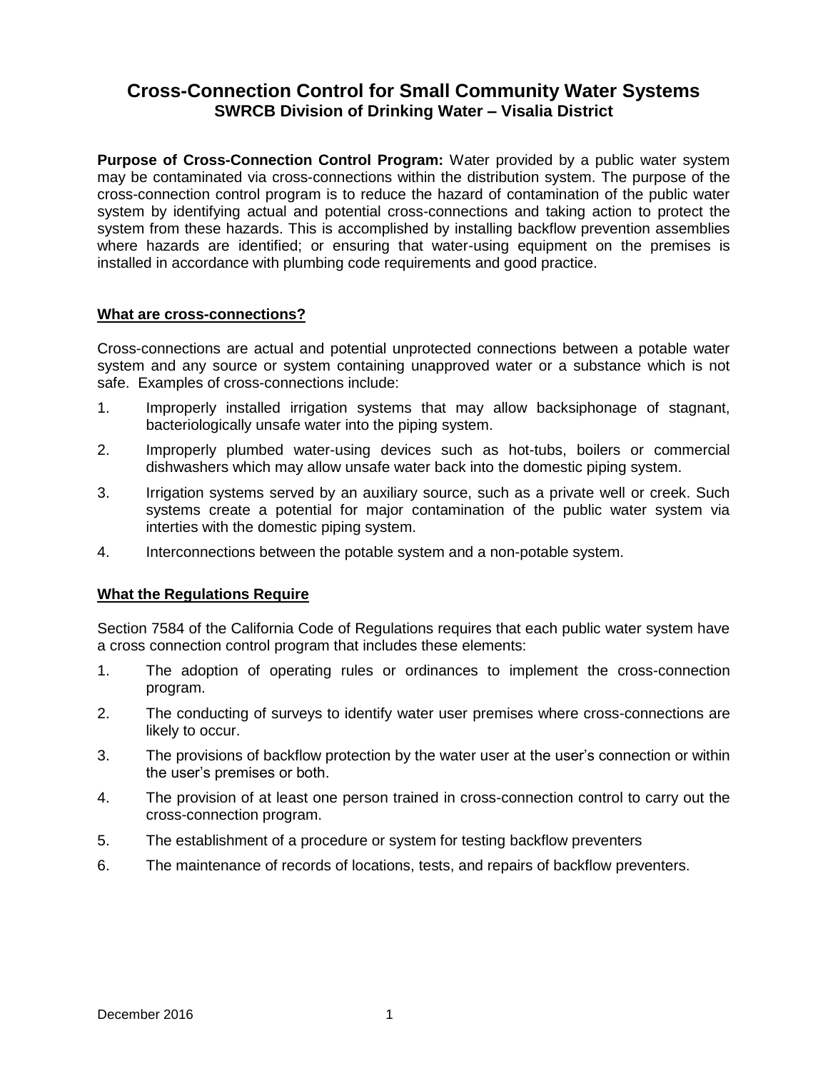# Cross-Connection Control for Small Community Water Systems

## SWRCB Division of Drinking Water – Visalia District

**Purpose of Cross-Connection Control Program:** Water provided by a public water system may be contaminated via cross-connections within the distribution system. The purpose of the cross-connection control program is to reduce the hazard of contamination of the public water system by identifying actual and potential cross-connections and taking action to protect the system from these hazards. This is accomplished by installing backflow prevention assemblies where hazards are identified; or ensuring that water-using equipment on the premises is installed in accordance with plumbing code requirements and good practice.

### What are cross-connections?

Cross-connections are actual and potential unprotected connections between a potable water system and any source or system containing unapproved water or a substance which is not safe. Examples of cross-connections include:

1. Improperly installed irrigation systems that may allow backsiphonage of stagnant, bacteriologically unsafe water into the piping system.
2. Improperly plumbed water-using devices such as hot-tubs, boilers or commercial dishwashers which may allow unsafe water back into the domestic piping system.
3. Irrigation systems served by an auxiliary source, such as a private well or creek. Such systems create a potential for major contamination of the public water system via interties with the domestic piping system.
4. Interconnections between the potable system and a non-potable system.

### What the Regulations Require

Section 7584 of the California Code of Regulations requires that each public water system have a cross connection control program that includes these elements:

1. The adoption of operating rules or ordinances to implement the cross-connection program.
2. The conducting of surveys to identify water user premises where cross-connections are likely to occur.
3. The provisions of backflow protection by the water user at the user's connection or within the user's premises or both.
4. The provision of at least one person trained in cross-connection control to carry out the cross-connection program.
5. The establishment of a procedure or system for testing backflow preventers
6. The maintenance of records of locations, tests, and repairs of backflow preventers.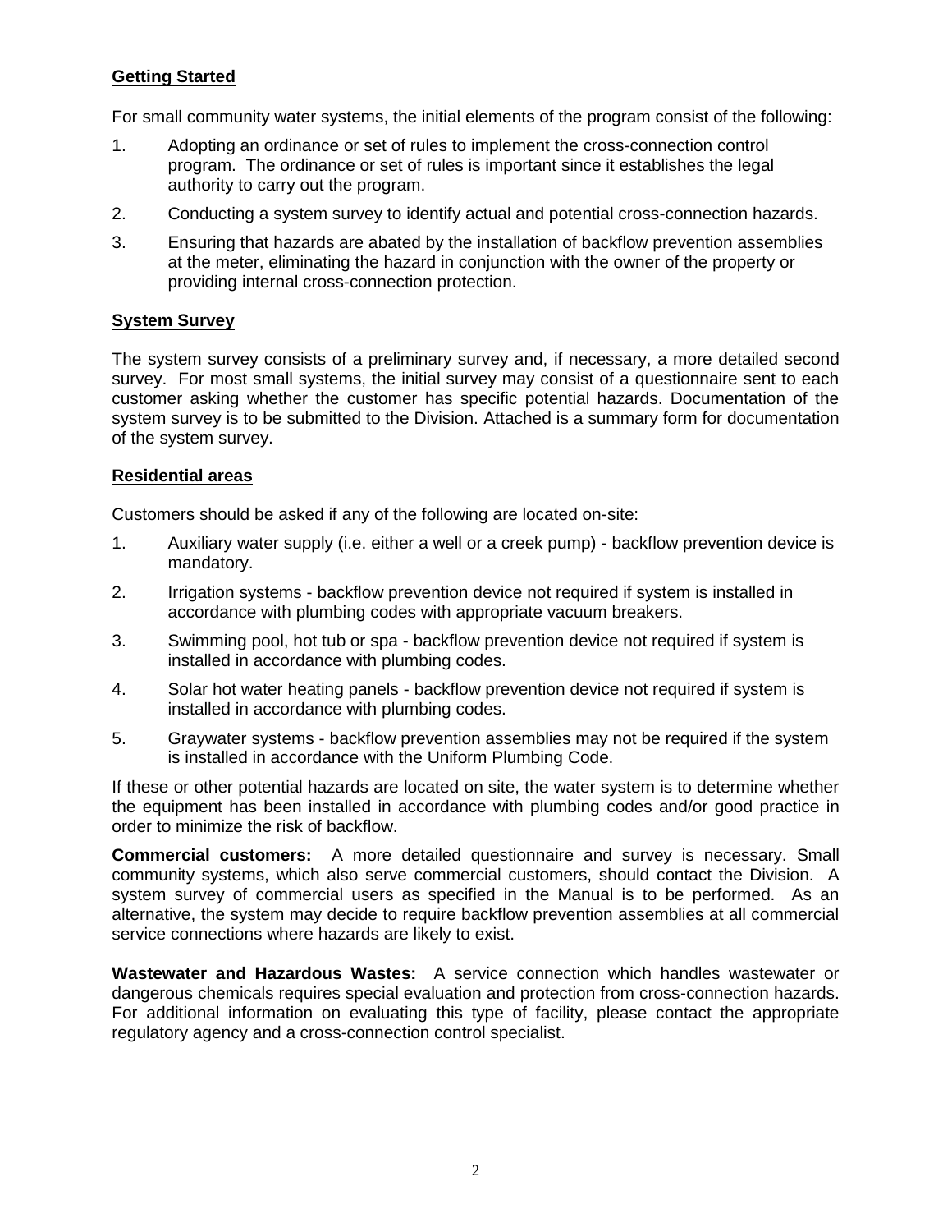## Getting Started

For small community water systems, the initial elements of the program consist of the following:

1. Adopting an ordinance or set of rules to implement the cross-connection control program. The ordinance or set of rules is important since it establishes the legal authority to carry out the program.
2. Conducting a system survey to identify actual and potential cross-connection hazards.
3. Ensuring that hazards are abated by the installation of backflow prevention assemblies at the meter, eliminating the hazard in conjunction with the owner of the property or providing internal cross-connection protection.

## System Survey

The system survey consists of a preliminary survey and, if necessary, a more detailed second survey. For most small systems, the initial survey may consist of a questionnaire sent to each customer asking whether the customer has specific potential hazards. Documentation of the system survey is to be submitted to the Division. Attached is a summary form for documentation of the system survey.

## Residential areas

Customers should be asked if any of the following are located on-site:

1. Auxiliary water supply (i.e. either a well or a creek pump) - backflow prevention device is mandatory.
2. Irrigation systems - backflow prevention device not required if system is installed in accordance with plumbing codes with appropriate vacuum breakers.
3. Swimming pool, hot tub or spa - backflow prevention device not required if system is installed in accordance with plumbing codes.
4. Solar hot water heating panels - backflow prevention device not required if system is installed in accordance with plumbing codes.
5. Graywater systems - backflow prevention assemblies may not be required if the system is installed in accordance with the Uniform Plumbing Code.

If these or other potential hazards are located on site, the water system is to determine whether the equipment has been installed in accordance with plumbing codes and/or good practice in order to minimize the risk of backflow.

**Commercial customers:** A more detailed questionnaire and survey is necessary. Small community systems, which also serve commercial customers, should contact the Division. A system survey of commercial users as specified in the Manual is to be performed. As an alternative, the system may decide to require backflow prevention assemblies at all commercial service connections where hazards are likely to exist.

**Wastewater and Hazardous Wastes:** A service connection which handles wastewater or dangerous chemicals requires special evaluation and protection from cross-connection hazards. For additional information on evaluating this type of facility, please contact the appropriate regulatory agency and a cross-connection control specialist.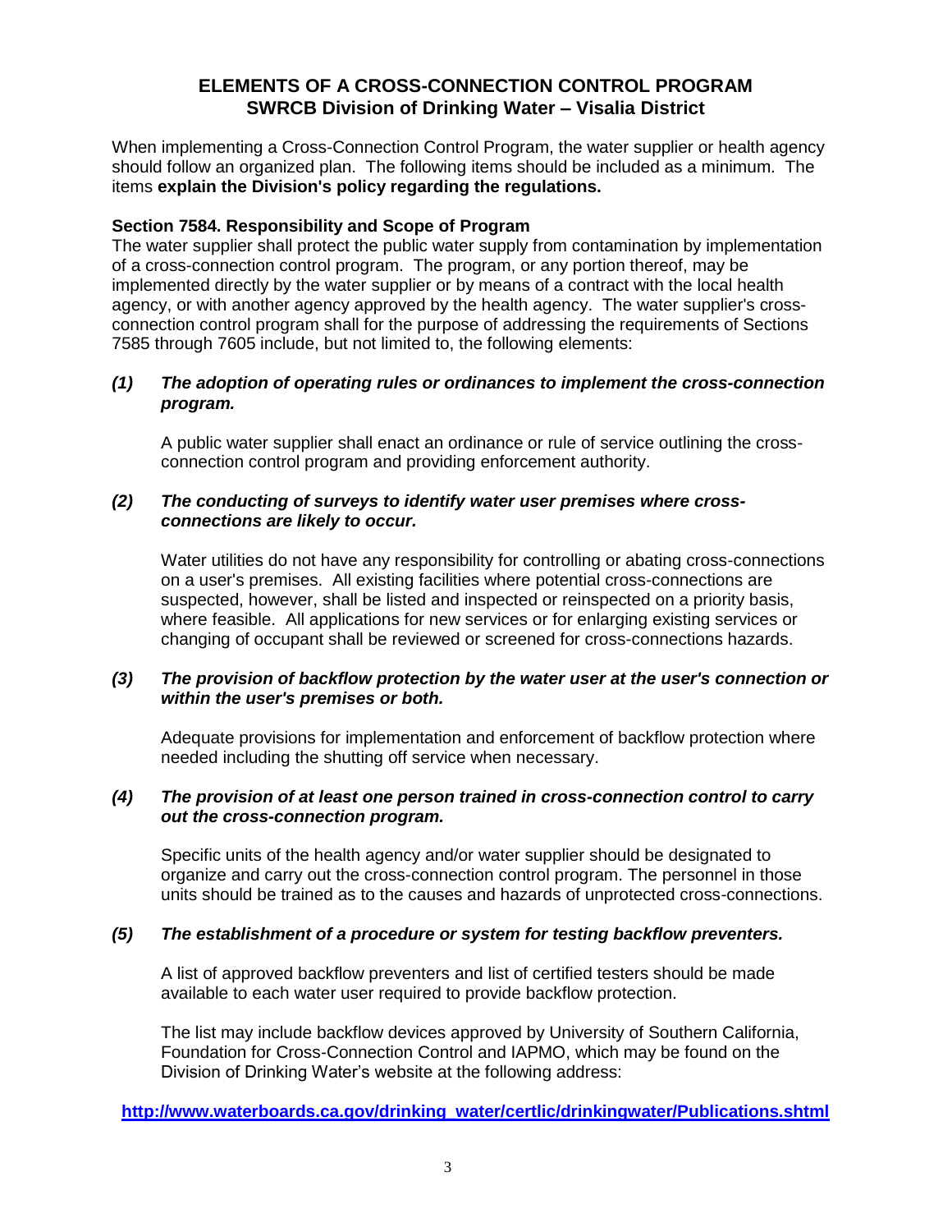## ELEMENTS OF A CROSS-CONNECTION CONTROL PROGRAM
## SWRCB Division of Drinking Water – Visalia District

When implementing a Cross-Connection Control Program, the water supplier or health agency should follow an organized plan. The following items should be included as a minimum. The items **explain the Division's policy regarding the regulations.**

**Section 7584. Responsibility and Scope of Program**

The water supplier shall protect the public water supply from contamination by implementation of a cross-connection control program. The program, or any portion thereof, may be implemented directly by the water supplier or by means of a contract with the local health agency, or with another agency approved by the health agency. The water supplier's cross-connection control program shall for the purpose of addressing the requirements of Sections 7585 through 7605 include, but not limited to, the following elements:

***(1) The adoption of operating rules or ordinances to implement the cross-connection program.***

A public water supplier shall enact an ordinance or rule of service outlining the cross-connection control program and providing enforcement authority.

***(2) The conducting of surveys to identify water user premises where cross-connections are likely to occur.***

Water utilities do not have any responsibility for controlling or abating cross-connections on a user's premises. All existing facilities where potential cross-connections are suspected, however, shall be listed and inspected or reinspected on a priority basis, where feasible. All applications for new services or for enlarging existing services or changing of occupant shall be reviewed or screened for cross-connections hazards.

***(3) The provision of backflow protection by the water user at the user's connection or within the user's premises or both.***

Adequate provisions for implementation and enforcement of backflow protection where needed including the shutting off service when necessary.

***(4) The provision of at least one person trained in cross-connection control to carry out the cross-connection program.***

Specific units of the health agency and/or water supplier should be designated to organize and carry out the cross-connection control program. The personnel in those units should be trained as to the causes and hazards of unprotected cross-connections.

***(5) The establishment of a procedure or system for testing backflow preventers.***

A list of approved backflow preventers and list of certified testers should be made available to each water user required to provide backflow protection.

The list may include backflow devices approved by University of Southern California, Foundation for Cross-Connection Control and IAPMO, which may be found on the Division of Drinking Water's website at the following address:

**http://www.waterboards.ca.gov/drinking_water/certlic/drinkingwater/Publications.shtml**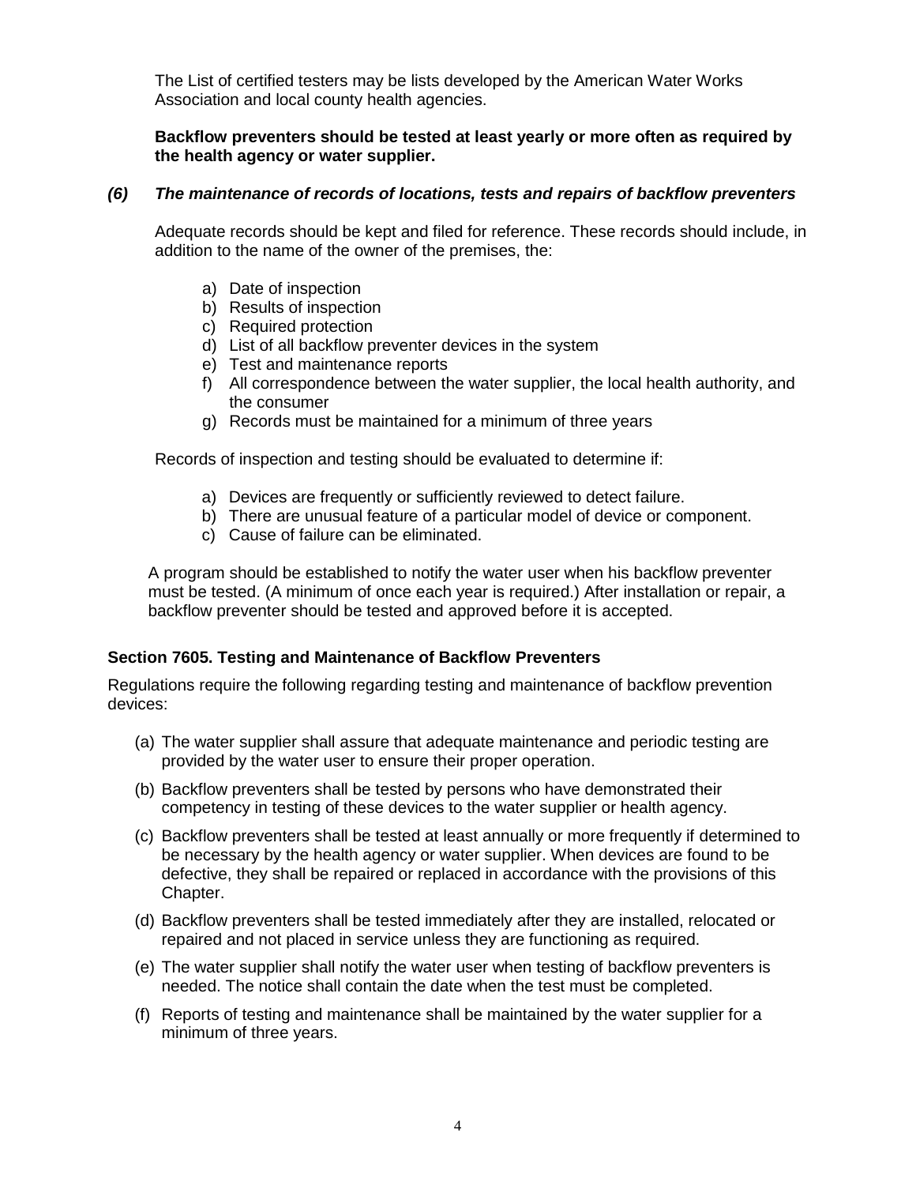The List of certified testers may be lists developed by the American Water Works Association and local county health agencies.

**Backflow preventers should be tested at least yearly or more often as required by the health agency or water supplier.**

### *(6) The maintenance of records of locations, tests and repairs of backflow preventers*

Adequate records should be kept and filed for reference. These records should include, in addition to the name of the owner of the premises, the:

a) Date of inspection
b) Results of inspection
c) Required protection
d) List of all backflow preventer devices in the system
e) Test and maintenance reports
f) All correspondence between the water supplier, the local health authority, and the consumer
g) Records must be maintained for a minimum of three years

Records of inspection and testing should be evaluated to determine if:

a) Devices are frequently or sufficiently reviewed to detect failure.
b) There are unusual feature of a particular model of device or component.
c) Cause of failure can be eliminated.

A program should be established to notify the water user when his backflow preventer must be tested. (A minimum of once each year is required.) After installation or repair, a backflow preventer should be tested and approved before it is accepted.

## Section 7605. Testing and Maintenance of Backflow Preventers

Regulations require the following regarding testing and maintenance of backflow prevention devices:

(a) The water supplier shall assure that adequate maintenance and periodic testing are provided by the water user to ensure their proper operation.

(b) Backflow preventers shall be tested by persons who have demonstrated their competency in testing of these devices to the water supplier or health agency.

(c) Backflow preventers shall be tested at least annually or more frequently if determined to be necessary by the health agency or water supplier. When devices are found to be defective, they shall be repaired or replaced in accordance with the provisions of this Chapter.

(d) Backflow preventers shall be tested immediately after they are installed, relocated or repaired and not placed in service unless they are functioning as required.

(e) The water supplier shall notify the water user when testing of backflow preventers is needed. The notice shall contain the date when the test must be completed.

(f) Reports of testing and maintenance shall be maintained by the water supplier for a minimum of three years.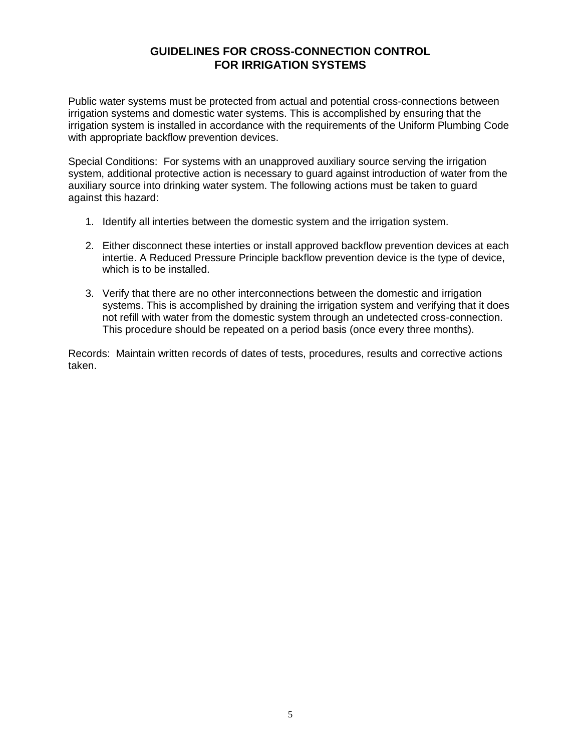# GUIDELINES FOR CROSS-CONNECTION CONTROL FOR IRRIGATION SYSTEMS

Public water systems must be protected from actual and potential cross-connections between irrigation systems and domestic water systems. This is accomplished by ensuring that the irrigation system is installed in accordance with the requirements of the Uniform Plumbing Code with appropriate backflow prevention devices.

Special Conditions: For systems with an unapproved auxiliary source serving the irrigation system, additional protective action is necessary to guard against introduction of water from the auxiliary source into drinking water system. The following actions must be taken to guard against this hazard:

1. Identify all interties between the domestic system and the irrigation system.
2. Either disconnect these interties or install approved backflow prevention devices at each intertie. A Reduced Pressure Principle backflow prevention device is the type of device, which is to be installed.
3. Verify that there are no other interconnections between the domestic and irrigation systems. This is accomplished by draining the irrigation system and verifying that it does not refill with water from the domestic system through an undetected cross-connection. This procedure should be repeated on a period basis (once every three months).

Records: Maintain written records of dates of tests, procedures, results and corrective actions taken.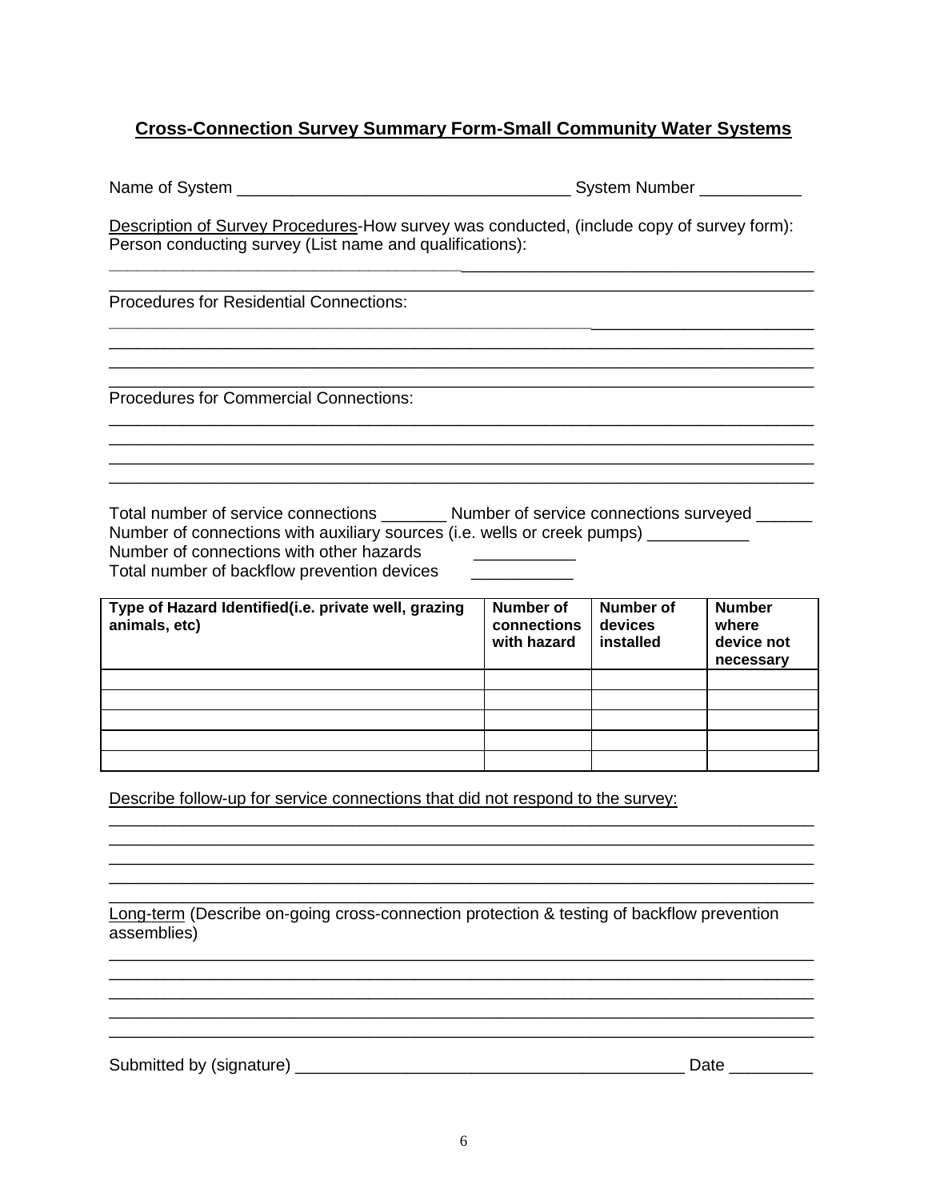## Cross-Connection Survey Summary Form-Small Community Water Systems

Name of System ____________________________________ System Number ___________

Description of Survey Procedures-How survey was conducted, (include copy of survey form):
Person conducting survey (List name and qualifications):

______________________________________________________________________________
______________________________________________________________________________

Procedures for Residential Connections:

______________________________________________________________________________
______________________________________________________________________________
______________________________________________________________________________
______________________________________________________________________________

Procedures for Commercial Connections:

______________________________________________________________________________
______________________________________________________________________________
______________________________________________________________________________
______________________________________________________________________________

Total number of service connections _______ Number of service connections surveyed ______
Number of connections with auxiliary sources (i.e. wells or creek pumps) ___________
Number of connections with other hazards ___________
Total number of backflow prevention devices ___________

| Type of Hazard Identified(i.e. private well, grazing animals, etc) | Number of connections with hazard | Number of devices installed | Number where device not necessary |
|---|---|---|---|
| | | | |
| | | | |
| | | | |
| | | | |
| | | | |

Describe follow-up for service connections that did not respond to the survey:

______________________________________________________________________________
______________________________________________________________________________
______________________________________________________________________________
______________________________________________________________________________
______________________________________________________________________________

Long-term (Describe on-going cross-connection protection & testing of backflow prevention assemblies)

______________________________________________________________________________
______________________________________________________________________________
______________________________________________________________________________
______________________________________________________________________________
______________________________________________________________________________

Submitted by (signature) __________________________________________ Date _________